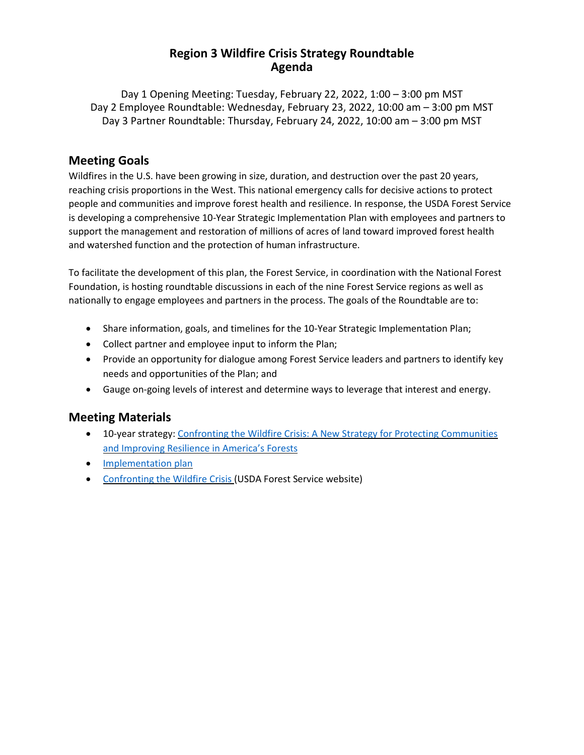# Region 3 Wildfire Crisis Strategy Roundtable
# Agenda

Day 1 Opening Meeting: Tuesday, February 22, 2022, 1:00 – 3:00 pm MST
Day 2 Employee Roundtable: Wednesday, February 23, 2022, 10:00 am – 3:00 pm MST
Day 3 Partner Roundtable: Thursday, February 24, 2022, 10:00 am – 3:00 pm MST

## Meeting Goals

Wildfires in the U.S. have been growing in size, duration, and destruction over the past 20 years, reaching crisis proportions in the West. This national emergency calls for decisive actions to protect people and communities and improve forest health and resilience. In response, the USDA Forest Service is developing a comprehensive 10-Year Strategic Implementation Plan with employees and partners to support the management and restoration of millions of acres of land toward improved forest health and watershed function and the protection of human infrastructure.

To facilitate the development of this plan, the Forest Service, in coordination with the National Forest Foundation, is hosting roundtable discussions in each of the nine Forest Service regions as well as nationally to engage employees and partners in the process. The goals of the Roundtable are to:

- Share information, goals, and timelines for the 10-Year Strategic Implementation Plan;
- Collect partner and employee input to inform the Plan;
- Provide an opportunity for dialogue among Forest Service leaders and partners to identify key needs and opportunities of the Plan; and
- Gauge on-going levels of interest and determine ways to leverage that interest and energy.

## Meeting Materials

- 10-year strategy: Confronting the Wildfire Crisis: A New Strategy for Protecting Communities and Improving Resilience in America's Forests
- Implementation plan
- Confronting the Wildfire Crisis (USDA Forest Service website)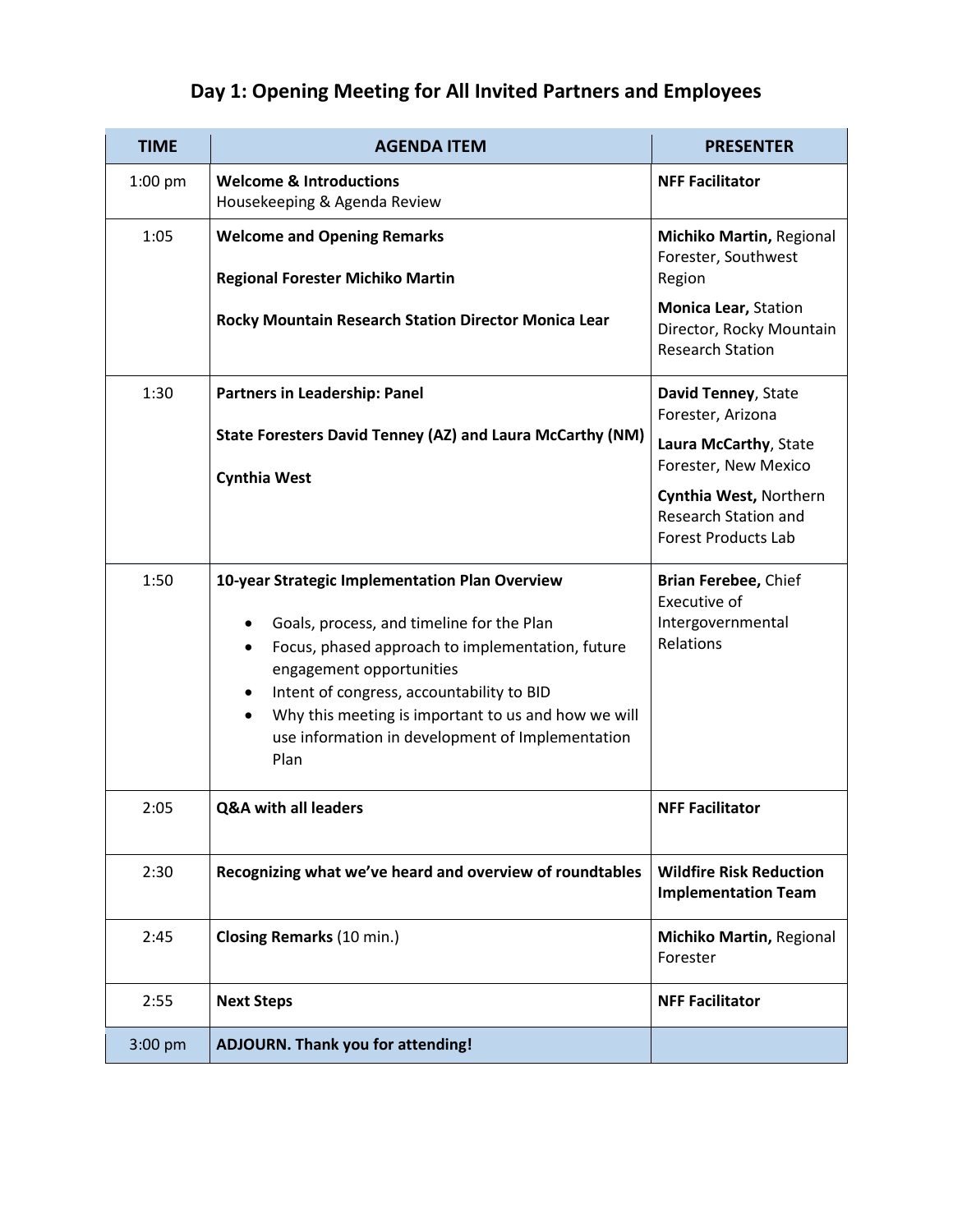## Day 1: Opening Meeting for All Invited Partners and Employees

| TIME | AGENDA ITEM | PRESENTER |
|---|---|---|
| 1:00 pm | **Welcome & Introductions**<br>Housekeeping & Agenda Review | **NFF Facilitator** |
| 1:05 | **Welcome and Opening Remarks**<br><br>**Regional Forester Michiko Martin**<br><br>**Rocky Mountain Research Station Director Monica Lear** | **Michiko Martin,** Regional Forester, Southwest Region<br><br>**Monica Lear,** Station Director, Rocky Mountain Research Station |
| 1:30 | **Partners in Leadership: Panel**<br><br>**State Foresters David Tenney (AZ) and Laura McCarthy (NM)**<br><br>**Cynthia West** | **David Tenney**, State Forester, Arizona<br><br>**Laura McCarthy**, State Forester, New Mexico<br><br>**Cynthia West,** Northern Research Station and Forest Products Lab |
| 1:50 | **10-year Strategic Implementation Plan Overview**<br>• Goals, process, and timeline for the Plan<br>• Focus, phased approach to implementation, future engagement opportunities<br>• Intent of congress, accountability to BID<br>• Why this meeting is important to us and how we will use information in development of Implementation Plan | **Brian Ferebee,** Chief Executive of Intergovernmental Relations |
| 2:05 | **Q&A with all leaders** | **NFF Facilitator** |
| 2:30 | **Recognizing what we've heard and overview of roundtables** | **Wildfire Risk Reduction Implementation Team** |
| 2:45 | **Closing Remarks** (10 min.) | **Michiko Martin,** Regional Forester |
| 2:55 | **Next Steps** | **NFF Facilitator** |
| 3:00 pm | **ADJOURN. Thank you for attending!** | |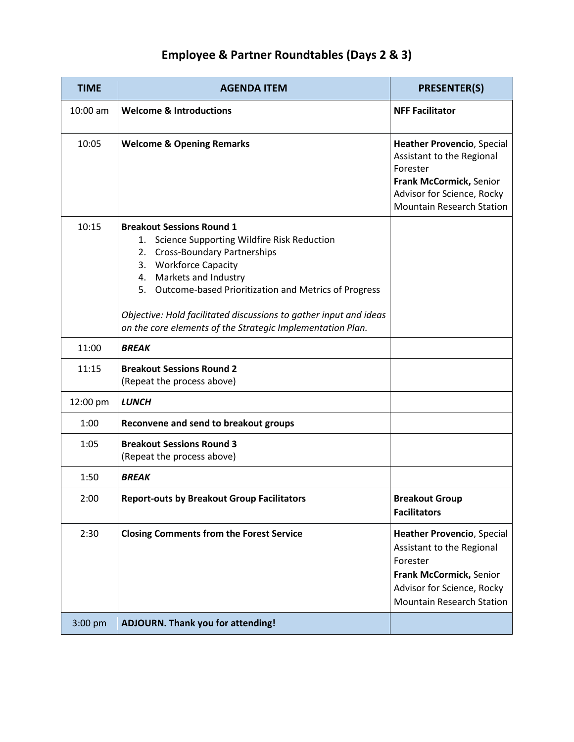# Employee & Partner Roundtables (Days 2 & 3)

| TIME | AGENDA ITEM | PRESENTER(S) |
|---|---|---|
| 10:00 am | **Welcome & Introductions** | **NFF Facilitator** |
| 10:05 | **Welcome & Opening Remarks** | **Heather Provencio**, Special Assistant to the Regional Forester<br>**Frank McCormick,** Senior Advisor for Science, Rocky Mountain Research Station |
| 10:15 | **Breakout Sessions Round 1**<br>1. Science Supporting Wildfire Risk Reduction<br>2. Cross-Boundary Partnerships<br>3. Workforce Capacity<br>4. Markets and Industry<br>5. Outcome-based Prioritization and Metrics of Progress<br><br>*Objective: Hold facilitated discussions to gather input and ideas on the core elements of the Strategic Implementation Plan.* | |
| 11:00 | ***BREAK*** | |
| 11:15 | **Breakout Sessions Round 2**<br>(Repeat the process above) | |
| 12:00 pm | ***LUNCH*** | |
| 1:00 | **Reconvene and send to breakout groups** | |
| 1:05 | **Breakout Sessions Round 3**<br>(Repeat the process above) | |
| 1:50 | ***BREAK*** | |
| 2:00 | **Report-outs by Breakout Group Facilitators** | **Breakout Group Facilitators** |
| 2:30 | **Closing Comments from the Forest Service** | **Heather Provencio**, Special Assistant to the Regional Forester<br>**Frank McCormick,** Senior Advisor for Science, Rocky Mountain Research Station |
| 3:00 pm | **ADJOURN. Thank you for attending!** | |